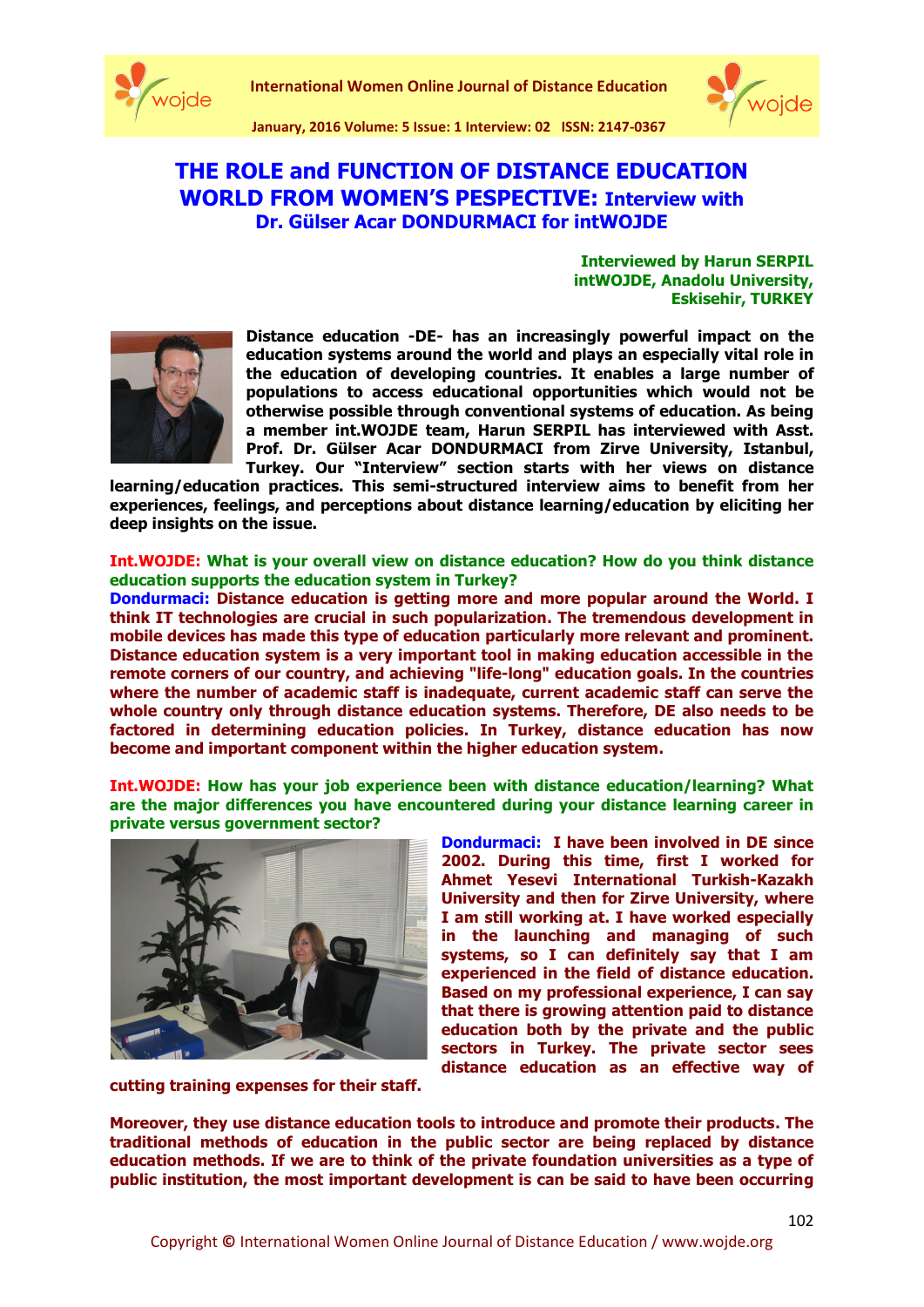# THE ROLE and FUNCTION OF DISTANCE EDUCATION WORLD FROM WOMEN'S PESPECTIVE: Interview with Dr. Gülser Acar DONDURMACI for intWOJDE

**Interviewed by Harun SERPIL**
**intWOJDE, Anadolu University,**
**Eskisehir, TURKEY**

**Distance education -DE- has an increasingly powerful impact on the education systems around the world and plays an especially vital role in the education of developing countries. It enables a large number of populations to access educational opportunities which would not be otherwise possible through conventional systems of education. As being a member int.WOJDE team, Harun SERPIL has interviewed with Asst. Prof. Dr. Gülser Acar DONDURMACI from Zirve University, Istanbul, Turkey. Our "Interview" section starts with her views on distance learning/education practices. This semi-structured interview aims to benefit from her experiences, feelings, and perceptions about distance learning/education by eliciting her deep insights on the issue.**

**Int.WOJDE: What is your overall view on distance education? How do you think distance education supports the education system in Turkey?**

**Dondurmaci: Distance education is getting more and more popular around the World. I think IT technologies are crucial in such popularization. The tremendous development in mobile devices has made this type of education particularly more relevant and prominent. Distance education system is a very important tool in making education accessible in the remote corners of our country, and achieving "life-long" education goals. In the countries where the number of academic staff is inadequate, current academic staff can serve the whole country only through distance education systems. Therefore, DE also needs to be factored in determining education policies. In Turkey, distance education has now become and important component within the higher education system.**

**Int.WOJDE: How has your job experience been with distance education/learning? What are the major differences you have encountered during your distance learning career in private versus government sector?**

**Dondurmaci: I have been involved in DE since 2002. During this time, first I worked for Ahmet Yesevi International Turkish-Kazakh University and then for Zirve University, where I am still working at. I have worked especially in the launching and managing of such systems, so I can definitely say that I am experienced in the field of distance education. Based on my professional experience, I can say that there is growing attention paid to distance education both by the private and the public sectors in Turkey. The private sector sees distance education as an effective way of cutting training expenses for their staff.**

**Moreover, they use distance education tools to introduce and promote their products. The traditional methods of education in the public sector are being replaced by distance education methods. If we are to think of the private foundation universities as a type of public institution, the most important development is can be said to have been occurring**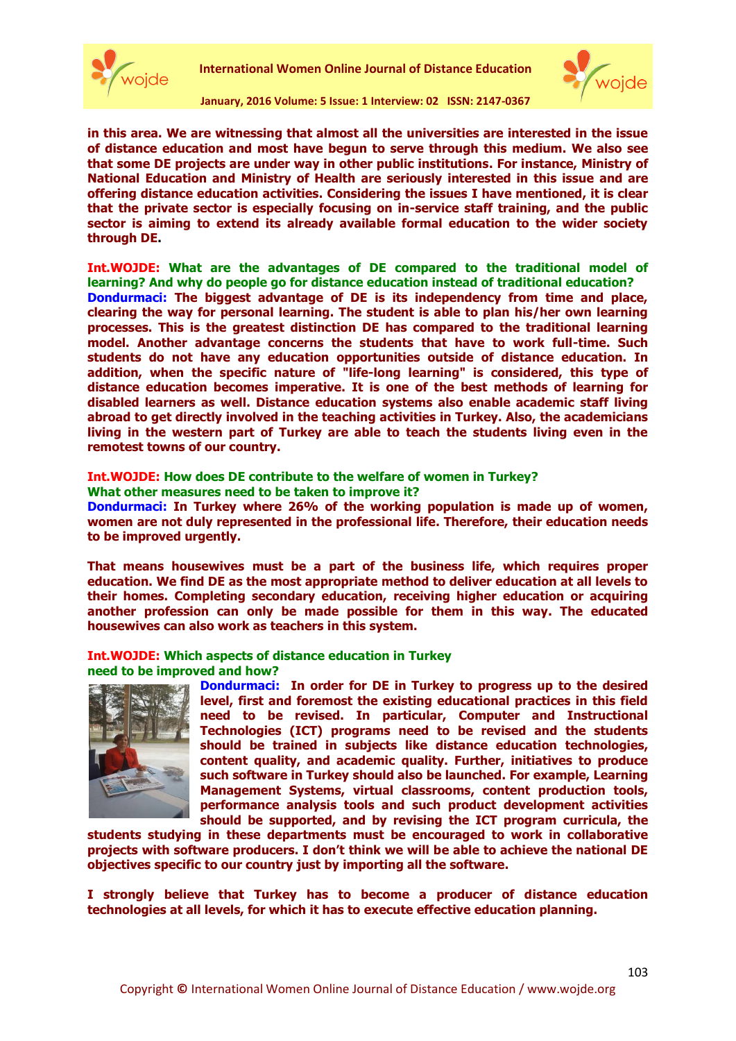**in this area. We are witnessing that almost all the universities are interested in the issue of distance education and most have begun to serve through this medium. We also see that some DE projects are under way in other public institutions. For instance, Ministry of National Education and Ministry of Health are seriously interested in this issue and are offering distance education activities. Considering the issues I have mentioned, it is clear that the private sector is especially focusing on in-service staff training, and the public sector is aiming to extend its already available formal education to the wider society through DE.**

**Int.WOJDE: What are the advantages of DE compared to the traditional model of learning? And why do people go for distance education instead of traditional education?**

**Dondurmaci: The biggest advantage of DE is its independency from time and place, clearing the way for personal learning. The student is able to plan his/her own learning processes. This is the greatest distinction DE has compared to the traditional learning model. Another advantage concerns the students that have to work full-time. Such students do not have any education opportunities outside of distance education. In addition, when the specific nature of "life-long learning" is considered, this type of distance education becomes imperative. It is one of the best methods of learning for disabled learners as well. Distance education systems also enable academic staff living abroad to get directly involved in the teaching activities in Turkey. Also, the academicians living in the western part of Turkey are able to teach the students living even in the remotest towns of our country.**

**Int.WOJDE: How does DE contribute to the welfare of women in Turkey? What other measures need to be taken to improve it?**

**Dondurmaci: In Turkey where 26% of the working population is made up of women, women are not duly represented in the professional life. Therefore, their education needs to be improved urgently.**

**That means housewives must be a part of the business life, which requires proper education. We find DE as the most appropriate method to deliver education at all levels to their homes. Completing secondary education, receiving higher education or acquiring another profession can only be made possible for them in this way. The educated housewives can also work as teachers in this system.**

**Int.WOJDE: Which aspects of distance education in Turkey need to be improved and how?**

**Dondurmaci: In order for DE in Turkey to progress up to the desired level, first and foremost the existing educational practices in this field need to be revised. In particular, Computer and Instructional Technologies (ICT) programs need to be revised and the students should be trained in subjects like distance education technologies, content quality, and academic quality. Further, initiatives to produce such software in Turkey should also be launched. For example, Learning Management Systems, virtual classrooms, content production tools, performance analysis tools and such product development activities should be supported, and by revising the ICT program curricula, the students studying in these departments must be encouraged to work in collaborative projects with software producers. I don't think we will be able to achieve the national DE objectives specific to our country just by importing all the software.**

**I strongly believe that Turkey has to become a producer of distance education technologies at all levels, for which it has to execute effective education planning.**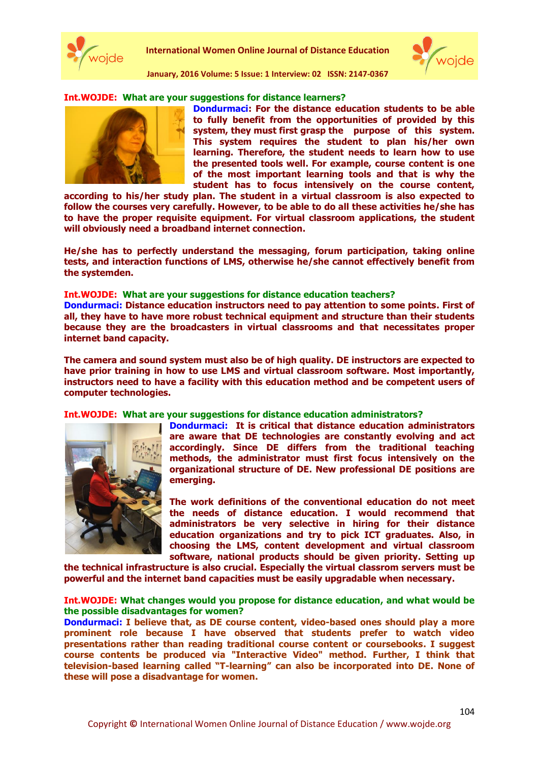**Int.WOJDE: What are your suggestions for distance learners?**

**Dondurmaci: For the distance education students to be able to fully benefit from the opportunities of provided by this system, they must first grasp the purpose of this system. This system requires the student to plan his/her own learning. Therefore, the student needs to learn how to use the presented tools well. For example, course content is one of the most important learning tools and that is why the student has to focus intensively on the course content, according to his/her study plan. The student in a virtual classroom is also expected to follow the courses very carefully. However, to be able to do all these activities he/she has to have the proper requisite equipment. For virtual classroom applications, the student will obviously need a broadband internet connection.**

**He/she has to perfectly understand the messaging, forum participation, taking online tests, and interaction functions of LMS, otherwise he/she cannot effectively benefit from the systemden.**

**Int.WOJDE: What are your suggestions for distance education teachers?**

**Dondurmaci: Distance education instructors need to pay attention to some points. First of all, they have to have more robust technical equipment and structure than their students because they are the broadcasters in virtual classrooms and that necessitates proper internet band capacity.**

**The camera and sound system must also be of high quality. DE instructors are expected to have prior training in how to use LMS and virtual classroom software. Most importantly, instructors need to have a facility with this education method and be competent users of computer technologies.**

**Int.WOJDE: What are your suggestions for distance education administrators?**

**Dondurmaci: It is critical that distance education administrators are aware that DE technologies are constantly evolving and act accordingly. Since DE differs from the traditional teaching methods, the administrator must first focus intensively on the organizational structure of DE. New professional DE positions are emerging.**

**The work definitions of the conventional education do not meet the needs of distance education. I would recommend that administrators be very selective in hiring for their distance education organizations and try to pick ICT graduates. Also, in choosing the LMS, content development and virtual classroom software, national products should be given priority. Setting up the technical infrastructure is also crucial. Especially the virtual classrom servers must be powerful and the internet band capacities must be easily upgradable when necessary.**

**Int.WOJDE: What changes would you propose for distance education, and what would be the possible disadvantages for women?**

**Dondurmaci: I believe that, as DE course content, video-based ones should play a more prominent role because I have observed that students prefer to watch video presentations rather than reading traditional course content or coursebooks. I suggest course contents be produced via "Interactive Video" method. Further, I think that television-based learning called "T-learning" can also be incorporated into DE. None of these will pose a disadvantage for women.**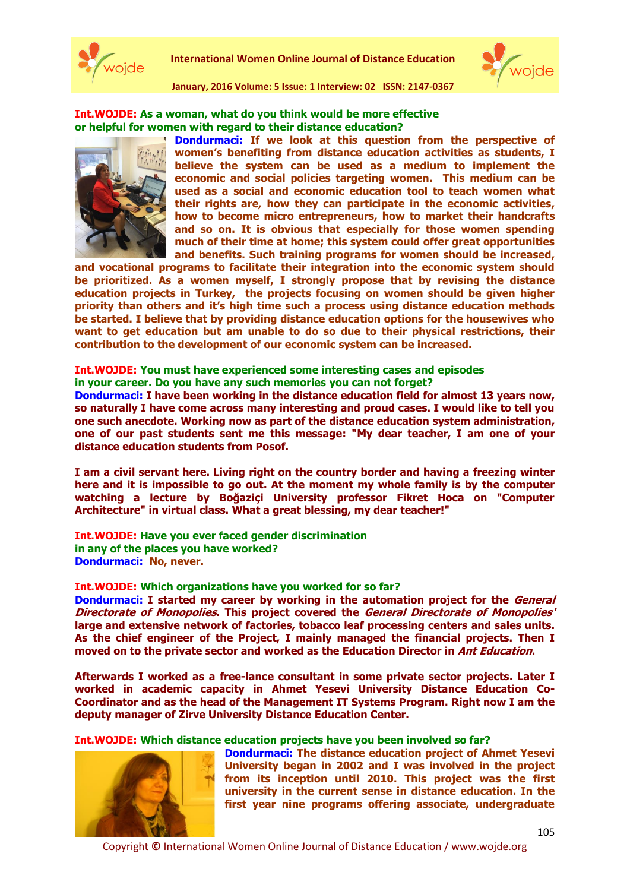**Int.WOJDE: As a woman, what do you think would be more effective or helpful for women with regard to their distance education?**

**Dondurmaci:** If we look at this question from the perspective of women's benefiting from distance education activities as students, I believe the system can be used as a medium to implement the economic and social policies targeting women. This medium can be used as a social and economic education tool to teach women what their rights are, how they can participate in the economic activities, how to become micro entrepreneurs, how to market their handcrafts and so on. It is obvious that especially for those women spending much of their time at home; this system could offer great opportunities and benefits. Such training programs for women should be increased, and vocational programs to facilitate their integration into the economic system should be prioritized. As a women myself, I strongly propose that by revising the distance education projects in Turkey, the projects focusing on women should be given higher priority than others and it's high time such a process using distance education methods be started. I believe that by providing distance education options for the housewives who want to get education but am unable to do so due to their physical restrictions, their contribution to the development of our economic system can be increased.

**Int.WOJDE: You must have experienced some interesting cases and episodes in your career. Do you have any such memories you can not forget?**

**Dondurmaci:** I have been working in the distance education field for almost 13 years now, so naturally I have come across many interesting and proud cases. I would like to tell you one such anecdote. Working now as part of the distance education system administration, one of our past students sent me this message: "My dear teacher, I am one of your distance education students from Posof.

I am a civil servant here. Living right on the country border and having a freezing winter here and it is impossible to go out. At the moment my whole family is by the computer watching a lecture by Boğaziçi University professor Fikret Hoca on "Computer Architecture" in virtual class. What a great blessing, my dear teacher!"

**Int.WOJDE: Have you ever faced gender discrimination in any of the places you have worked?**

**Dondurmaci:** No, never.

**Int.WOJDE: Which organizations have you worked for so far?**

**Dondurmaci:** I started my career by working in the automation project for the *General Directorate of Monopolies*. This project covered the *General Directorate of Monopolies'* large and extensive network of factories, tobacco leaf processing centers and sales units. As the chief engineer of the Project, I mainly managed the financial projects. Then I moved on to the private sector and worked as the Education Director in *Ant Education*.

Afterwards I worked as a free-lance consultant in some private sector projects. Later I worked in academic capacity in Ahmet Yesevi University Distance Education Co-Coordinator and as the head of the Management IT Systems Program. Right now I am the deputy manager of Zirve University Distance Education Center.

**Int.WOJDE: Which distance education projects have you been involved so far?**

**Dondurmaci:** The distance education project of Ahmet Yesevi University began in 2002 and I was involved in the project from its inception until 2010. This project was the first university in the current sense in distance education. In the first year nine programs offering associate, undergraduate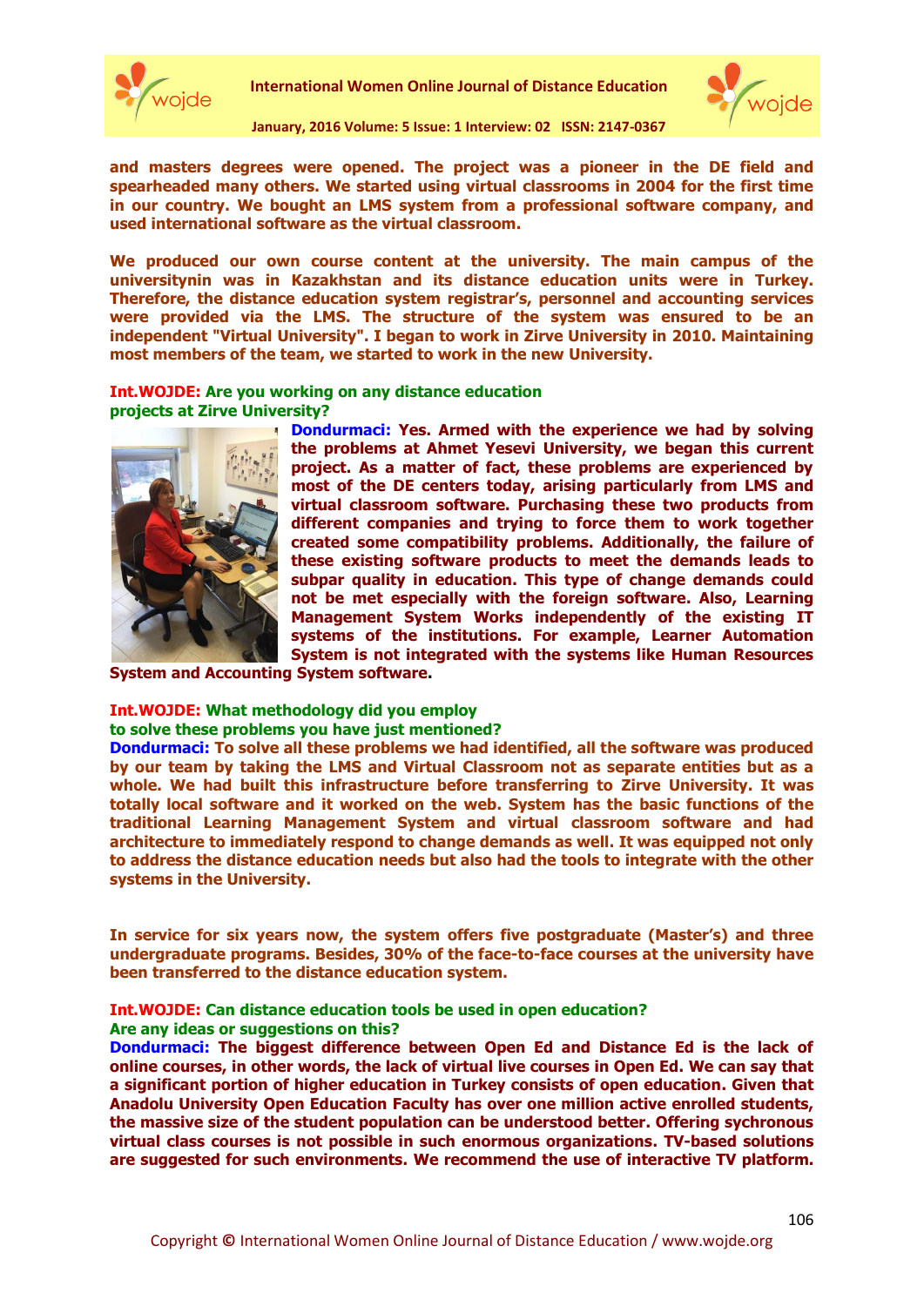**and masters degrees were opened. The project was a pioneer in the DE field and spearheaded many others. We started using virtual classrooms in 2004 for the first time in our country. We bought an LMS system from a professional software company, and used international software as the virtual classroom.**

**We produced our own course content at the university. The main campus of the universitynin was in Kazakhstan and its distance education units were in Turkey. Therefore, the distance education system registrar's, personnel and accounting services were provided via the LMS. The structure of the system was ensured to be an independent "Virtual University". I began to work in Zirve University in 2010. Maintaining most members of the team, we started to work in the new University.**

**Int.WOJDE: Are you working on any distance education projects at Zirve University?**

**Dondurmaci: Yes. Armed with the experience we had by solving the problems at Ahmet Yesevi University, we began this current project. As a matter of fact, these problems are experienced by most of the DE centers today, arising particularly from LMS and virtual classroom software. Purchasing these two products from different companies and trying to force them to work together created some compatibility problems. Additionally, the failure of these existing software products to meet the demands leads to subpar quality in education. This type of change demands could not be met especially with the foreign software. Also, Learning Management System Works independently of the existing IT systems of the institutions. For example, Learner Automation System is not integrated with the systems like Human Resources System and Accounting System software.**

**Int.WOJDE: What methodology did you employ to solve these problems you have just mentioned?**

**Dondurmaci: To solve all these problems we had identified, all the software was produced by our team by taking the LMS and Virtual Classroom not as separate entities but as a whole. We had built this infrastructure before transferring to Zirve University. It was totally local software and it worked on the web. System has the basic functions of the traditional Learning Management System and virtual classroom software and had architecture to immediately respond to change demands as well. It was equipped not only to address the distance education needs but also had the tools to integrate with the other systems in the University.**

**In service for six years now, the system offers five postgraduate (Master's) and three undergraduate programs. Besides, 30% of the face-to-face courses at the university have been transferred to the distance education system.**

**Int.WOJDE: Can distance education tools be used in open education? Are any ideas or suggestions on this?**

**Dondurmaci: The biggest difference between Open Ed and Distance Ed is the lack of online courses, in other words, the lack of virtual live courses in Open Ed. We can say that a significant portion of higher education in Turkey consists of open education. Given that Anadolu University Open Education Faculty has over one million active enrolled students, the massive size of the student population can be understood better. Offering sychronous virtual class courses is not possible in such enormous organizations. TV-based solutions are suggested for such environments. We recommend the use of interactive TV platform.**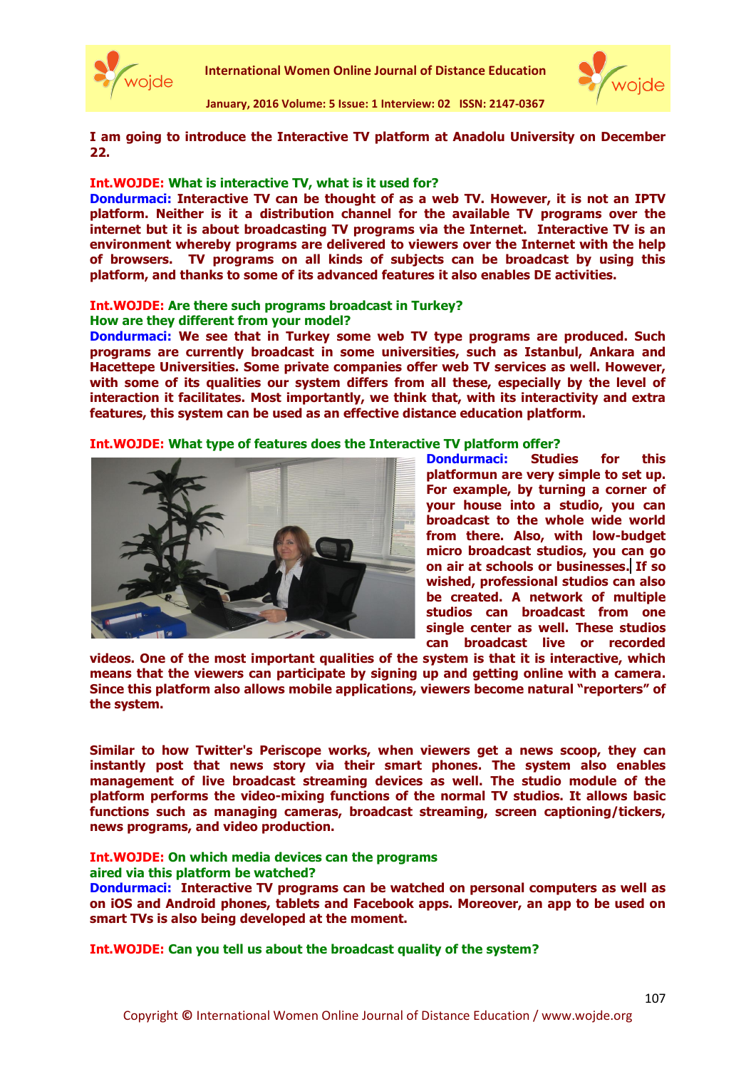**I am going to introduce the Interactive TV platform at Anadolu University on December 22.**

**Int.WOJDE: What is interactive TV, what is it used for?**

**Dondurmaci: Interactive TV can be thought of as a web TV. However, it is not an IPTV platform. Neither is it a distribution channel for the available TV programs over the internet but it is about broadcasting TV programs via the Internet. Interactive TV is an environment whereby programs are delivered to viewers over the Internet with the help of browsers. TV programs on all kinds of subjects can be broadcast by using this platform, and thanks to some of its advanced features it also enables DE activities.**

**Int.WOJDE: Are there such programs broadcast in Turkey? How are they different from your model?**

**Dondurmaci: We see that in Turkey some web TV type programs are produced. Such programs are currently broadcast in some universities, such as Istanbul, Ankara and Hacettepe Universities. Some private companies offer web TV services as well. However, with some of its qualities our system differs from all these, especially by the level of interaction it facilitates. Most importantly, we think that, with its interactivity and extra features, this system can be used as an effective distance education platform.**

**Int.WOJDE: What type of features does the Interactive TV platform offer?**

**Dondurmaci: Studies for this platformun are very simple to set up. For example, by turning a corner of your house into a studio, you can broadcast to the whole wide world from there. Also, with low-budget micro broadcast studios, you can go on air at schools or businesses. If so wished, professional studios can also be created. A network of multiple studios can broadcast from one single center as well. These studios can broadcast live or recorded videos. One of the most important qualities of the system is that it is interactive, which means that the viewers can participate by signing up and getting online with a camera. Since this platform also allows mobile applications, viewers become natural "reporters" of the system.**

**Similar to how Twitter's Periscope works, when viewers get a news scoop, they can instantly post that news story via their smart phones. The system also enables management of live broadcast streaming devices as well. The studio module of the platform performs the video-mixing functions of the normal TV studios. It allows basic functions such as managing cameras, broadcast streaming, screen captioning/tickers, news programs, and video production.**

**Int.WOJDE: On which media devices can the programs aired via this platform be watched?**

**Dondurmaci: Interactive TV programs can be watched on personal computers as well as on iOS and Android phones, tablets and Facebook apps. Moreover, an app to be used on smart TVs is also being developed at the moment.**

**Int.WOJDE: Can you tell us about the broadcast quality of the system?**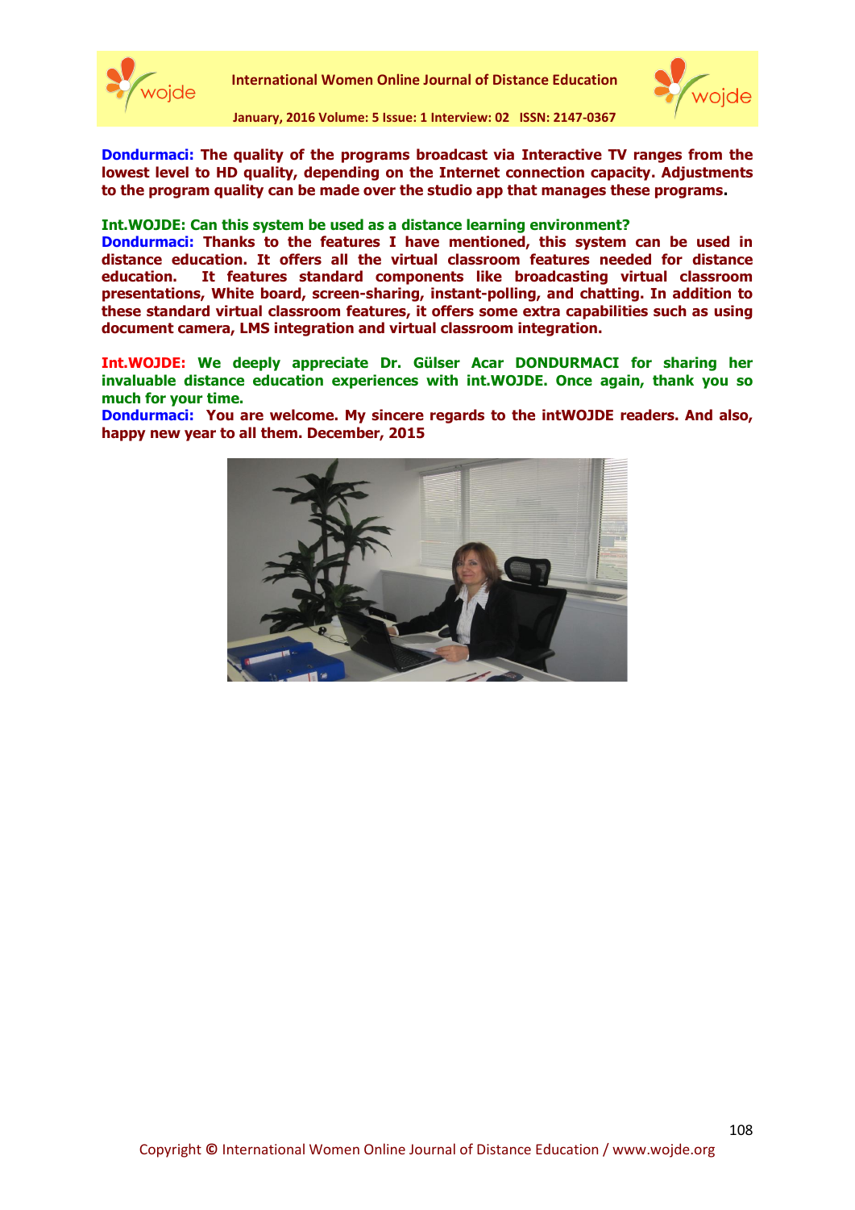**Dondurmaci: The quality of the programs broadcast via Interactive TV ranges from the lowest level to HD quality, depending on the Internet connection capacity. Adjustments to the program quality can be made over the studio app that manages these programs.**

**Int.WOJDE: Can this system be used as a distance learning environment?**

**Dondurmaci: Thanks to the features I have mentioned, this system can be used in distance education. It offers all the virtual classroom features needed for distance education. It features standard components like broadcasting virtual classroom presentations, White board, screen-sharing, instant-polling, and chatting. In addition to these standard virtual classroom features, it offers some extra capabilities such as using document camera, LMS integration and virtual classroom integration.**

**Int.WOJDE: We deeply appreciate Dr. Gülser Acar DONDURMACI for sharing her invaluable distance education experiences with int.WOJDE. Once again, thank you so much for your time.**

**Dondurmaci: You are welcome. My sincere regards to the intWOJDE readers. And also, happy new year to all them. December, 2015**